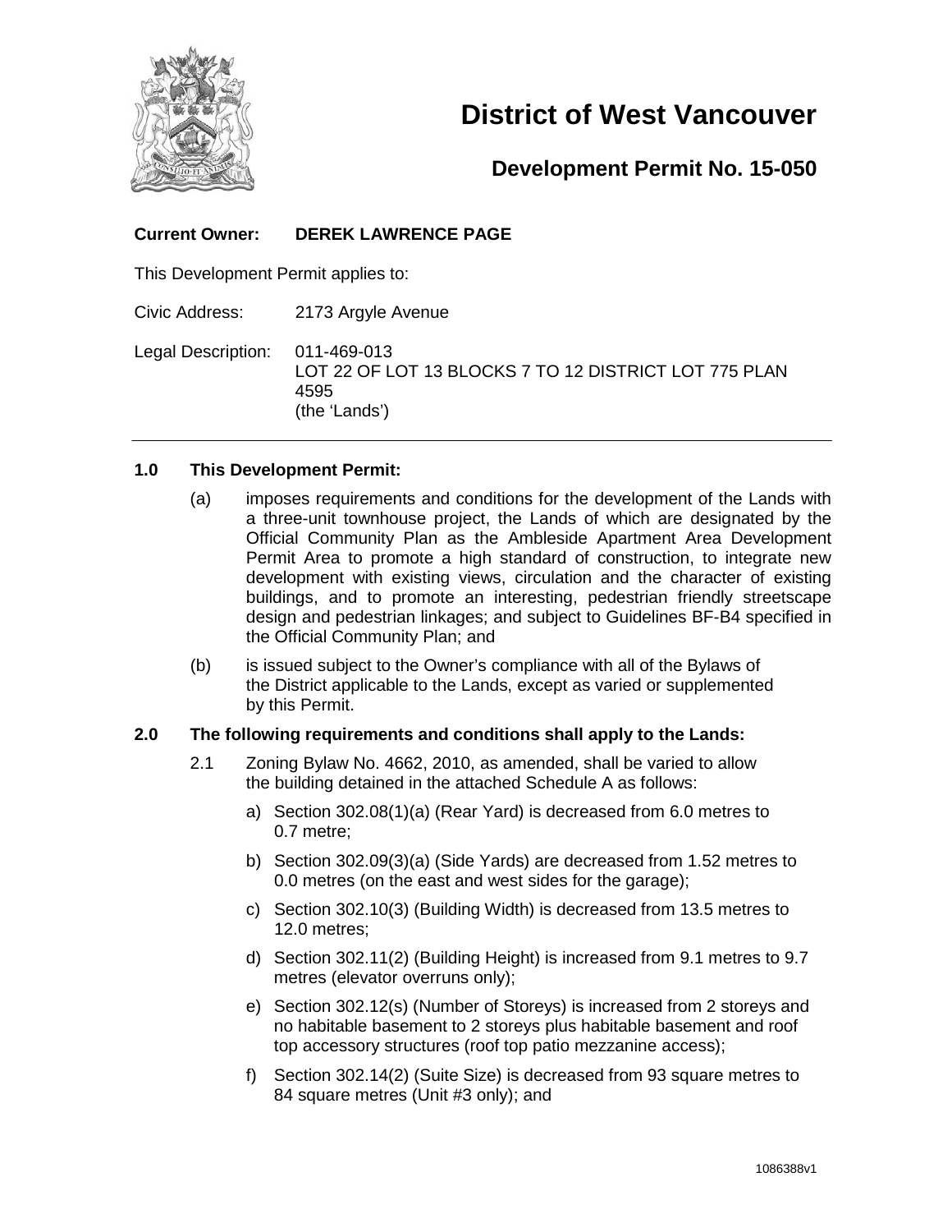# District of West Vancouver

## Development Permit No. 15-050

**Current Owner:** **DEREK LAWRENCE PAGE**

This Development Permit applies to:

Civic Address: 2173 Argyle Avenue

Legal Description: 011-469-013
LOT 22 OF LOT 13 BLOCKS 7 TO 12 DISTRICT LOT 775 PLAN 4595
(the 'Lands')

---

**1.0 This Development Permit:**

(a) imposes requirements and conditions for the development of the Lands with a three-unit townhouse project, the Lands of which are designated by the Official Community Plan as the Ambleside Apartment Area Development Permit Area to promote a high standard of construction, to integrate new development with existing views, circulation and the character of existing buildings, and to promote an interesting, pedestrian friendly streetscape design and pedestrian linkages; and subject to Guidelines BF-B4 specified in the Official Community Plan; and

(b) is issued subject to the Owner's compliance with all of the Bylaws of the District applicable to the Lands, except as varied or supplemented by this Permit.

**2.0 The following requirements and conditions shall apply to the Lands:**

2.1 Zoning Bylaw No. 4662, 2010, as amended, shall be varied to allow the building detained in the attached Schedule A as follows:

a) Section 302.08(1)(a) (Rear Yard) is decreased from 6.0 metres to 0.7 metre;

b) Section 302.09(3)(a) (Side Yards) are decreased from 1.52 metres to 0.0 metres (on the east and west sides for the garage);

c) Section 302.10(3) (Building Width) is decreased from 13.5 metres to 12.0 metres;

d) Section 302.11(2) (Building Height) is increased from 9.1 metres to 9.7 metres (elevator overruns only);

e) Section 302.12(s) (Number of Storeys) is increased from 2 storeys and no habitable basement to 2 storeys plus habitable basement and roof top accessory structures (roof top patio mezzanine access);

f) Section 302.14(2) (Suite Size) is decreased from 93 square metres to 84 square metres (Unit #3 only); and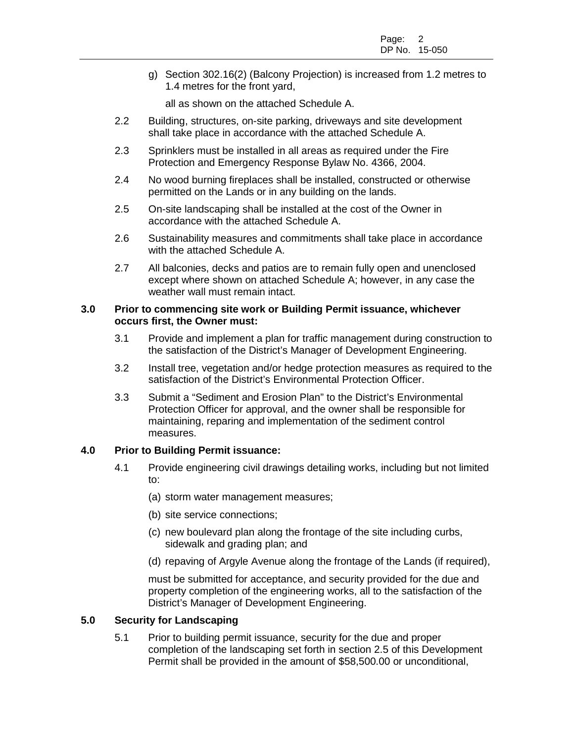g) Section 302.16(2) (Balcony Projection) is increased from 1.2 metres to 1.4 metres for the front yard,

all as shown on the attached Schedule A.

2.2 Building, structures, on-site parking, driveways and site development shall take place in accordance with the attached Schedule A.

2.3 Sprinklers must be installed in all areas as required under the Fire Protection and Emergency Response Bylaw No. 4366, 2004.

2.4 No wood burning fireplaces shall be installed, constructed or otherwise permitted on the Lands or in any building on the lands.

2.5 On-site landscaping shall be installed at the cost of the Owner in accordance with the attached Schedule A.

2.6 Sustainability measures and commitments shall take place in accordance with the attached Schedule A.

2.7 All balconies, decks and patios are to remain fully open and unenclosed except where shown on attached Schedule A; however, in any case the weather wall must remain intact.

**3.0 Prior to commencing site work or Building Permit issuance, whichever occurs first, the Owner must:**

3.1 Provide and implement a plan for traffic management during construction to the satisfaction of the District's Manager of Development Engineering.

3.2 Install tree, vegetation and/or hedge protection measures as required to the satisfaction of the District's Environmental Protection Officer.

3.3 Submit a "Sediment and Erosion Plan" to the District's Environmental Protection Officer for approval, and the owner shall be responsible for maintaining, reparing and implementation of the sediment control measures.

**4.0 Prior to Building Permit issuance:**

4.1 Provide engineering civil drawings detailing works, including but not limited to:

(a) storm water management measures;

(b) site service connections;

(c) new boulevard plan along the frontage of the site including curbs, sidewalk and grading plan; and

(d) repaving of Argyle Avenue along the frontage of the Lands (if required),

must be submitted for acceptance, and security provided for the due and property completion of the engineering works, all to the satisfaction of the District's Manager of Development Engineering.

**5.0 Security for Landscaping**

5.1 Prior to building permit issuance, security for the due and proper completion of the landscaping set forth in section 2.5 of this Development Permit shall be provided in the amount of $58,500.00 or unconditional,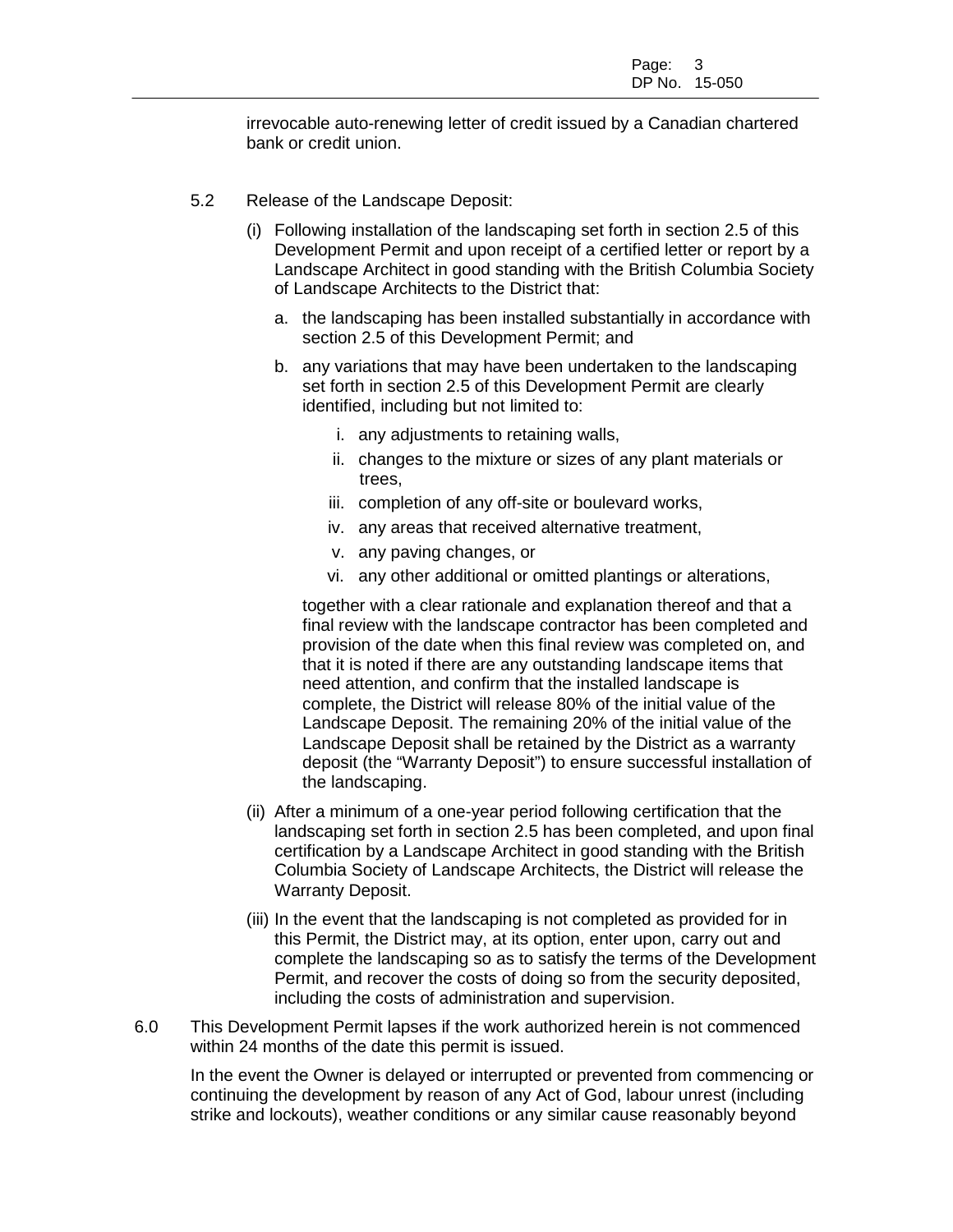irrevocable auto-renewing letter of credit issued by a Canadian chartered bank or credit union.

5.2 Release of the Landscape Deposit:

(i) Following installation of the landscaping set forth in section 2.5 of this Development Permit and upon receipt of a certified letter or report by a Landscape Architect in good standing with the British Columbia Society of Landscape Architects to the District that:

a. the landscaping has been installed substantially in accordance with section 2.5 of this Development Permit; and

b. any variations that may have been undertaken to the landscaping set forth in section 2.5 of this Development Permit are clearly identified, including but not limited to:

i. any adjustments to retaining walls,

ii. changes to the mixture or sizes of any plant materials or trees,

iii. completion of any off-site or boulevard works,

iv. any areas that received alternative treatment,

v. any paving changes, or

vi. any other additional or omitted plantings or alterations,

together with a clear rationale and explanation thereof and that a final review with the landscape contractor has been completed and provision of the date when this final review was completed on, and that it is noted if there are any outstanding landscape items that need attention, and confirm that the installed landscape is complete, the District will release 80% of the initial value of the Landscape Deposit. The remaining 20% of the initial value of the Landscape Deposit shall be retained by the District as a warranty deposit (the "Warranty Deposit") to ensure successful installation of the landscaping.

(ii) After a minimum of a one-year period following certification that the landscaping set forth in section 2.5 has been completed, and upon final certification by a Landscape Architect in good standing with the British Columbia Society of Landscape Architects, the District will release the Warranty Deposit.

(iii) In the event that the landscaping is not completed as provided for in this Permit, the District may, at its option, enter upon, carry out and complete the landscaping so as to satisfy the terms of the Development Permit, and recover the costs of doing so from the security deposited, including the costs of administration and supervision.

6.0 This Development Permit lapses if the work authorized herein is not commenced within 24 months of the date this permit is issued.

In the event the Owner is delayed or interrupted or prevented from commencing or continuing the development by reason of any Act of God, labour unrest (including strike and lockouts), weather conditions or any similar cause reasonably beyond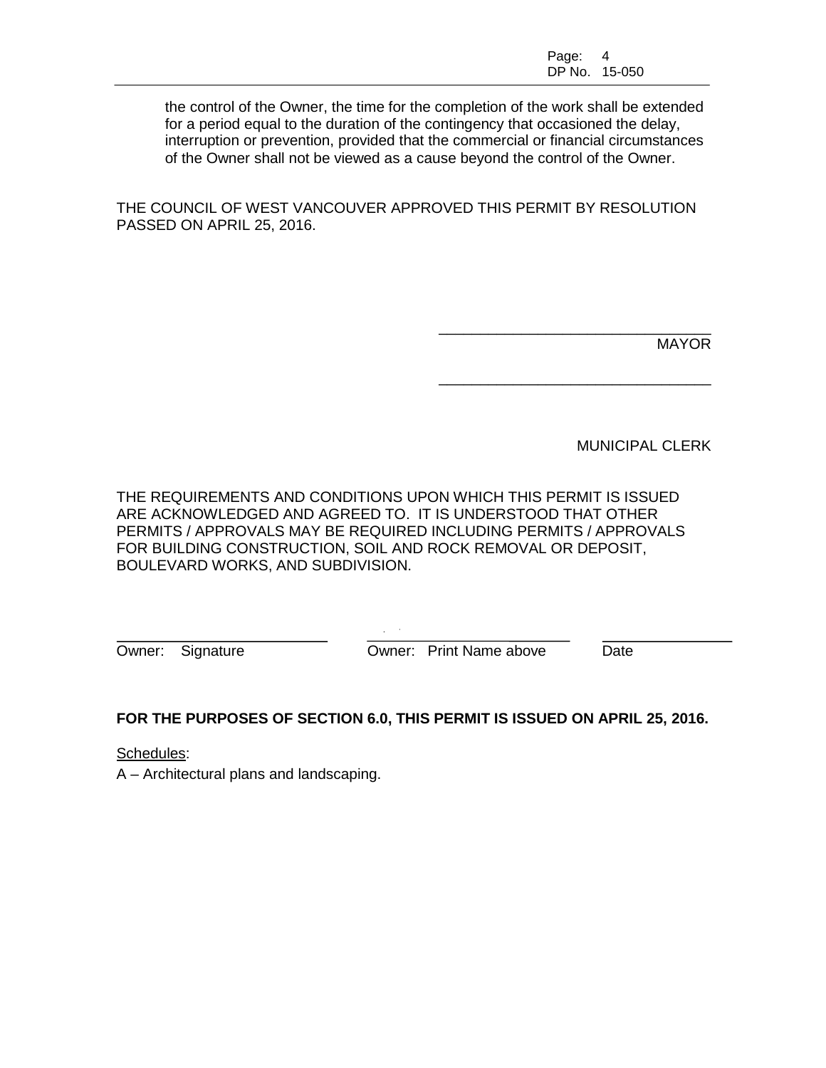the control of the Owner, the time for the completion of the work shall be extended for a period equal to the duration of the contingency that occasioned the delay, interruption or prevention, provided that the commercial or financial circumstances of the Owner shall not be viewed as a cause beyond the control of the Owner.

THE COUNCIL OF WEST VANCOUVER APPROVED THIS PERMIT BY RESOLUTION PASSED ON APRIL 25, 2016.

\_\_\_\_\_\_\_\_\_\_\_\_\_\_\_\_\_\_\_\_\_\_\_\_\_\_\_\_\_\_\_\_
MAYOR

\_\_\_\_\_\_\_\_\_\_\_\_\_\_\_\_\_\_\_\_\_\_\_\_\_\_\_\_\_\_\_\_
MUNICIPAL CLERK

THE REQUIREMENTS AND CONDITIONS UPON WHICH THIS PERMIT IS ISSUED ARE ACKNOWLEDGED AND AGREED TO. IT IS UNDERSTOOD THAT OTHER PERMITS / APPROVALS MAY BE REQUIRED INCLUDING PERMITS / APPROVALS FOR BUILDING CONSTRUCTION, SOIL AND ROCK REMOVAL OR DEPOSIT, BOULEVARD WORKS, AND SUBDIVISION.

| | | |
|---|---|---|
| Owner: Signature | Owner: Print Name above | Date |

**FOR THE PURPOSES OF SECTION 6.0, THIS PERMIT IS ISSUED ON APRIL 25, 2016.**

Schedules:

A – Architectural plans and landscaping.